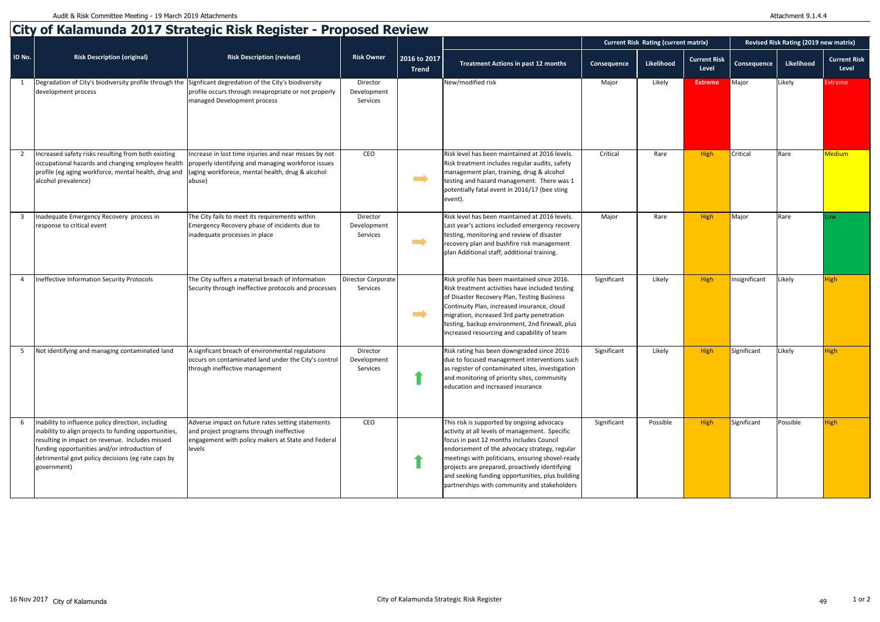# City of Kalamunda 2017 Strategic Risk Register - Proposed Review

| ID No. | Risk Description (original) | Risk Description (revised) | Risk Owner | 2016 to 2017 Trend | Treatment Actions in past 12 months | Current Risk Rating (current matrix) | | | Revised Risk Rating (2019 new matrix) | | |
|---|---|---|---|---|---|---|---|---|---|---|---|
| | | | | | | Consequence | Likelihood | Current Risk Level | Consequence | Likelihood | Current Risk Level |
| 1 | Degradation of City's biodiversity profile through the development process | Signficant degredation of the City's biodiversity profile occurs through innapropriate or not properly managed Development process | Director Development Services | | New/modified risk | Major | Likely | Extreme | Major | Likely | Extreme |
| 2 | Increased safety risks resulting from both existing occupational hazards and changing employee health profile (eg aging workforce, mental health, drug and alcohol prevalence) | Increase in lost time injuries and near misses by not properly identifying and managing workforce issues (aging workforece, mental health, drug & alcohol abuse) | CEO | ➡ | Risk level has been maintained at 2016 levels. Risk treatment includes regular audits, safety management plan, training, drug & alcohol testing and hazard management. There was 1 potentially fatal event in 2016/17 (bee sting event). | Critical | Rare | High | Critical | Rare | Medium |
| 3 | Inadequate Emergency Recovery process in response to critical event | The City fails to meet its requirements within Emergency Recovery phase of incidents due to inadequate processes in place | Director Development Services | ➡ | Risk level has been maintained at 2016 levels. Last year's actions included emergency recovery testing, monitoring and review of disaster recovery plan and bushfire risk management plan Additional staff, additional training. | Major | Rare | High | Major | Rare | Low |
| 4 | Ineffective Information Security Protocols | The City suffers a material breach of Information Security through ineffective protocols and processes | Director Corporate Services | ➡ | Risk profile has been maintained since 2016. Risk treatment activities have included testing of Disaster Recovery Plan, Testing Business Continuity Plan, increased insurance, cloud migration, increased 3rd party penetration testing, backup environment, 2nd firewall, plus increased resourcing and capability of team | Significant | Likely | High | Insignificant | Likely | High |
| 5 | Not identifying and managing contaminated land | A signficant breach of environmental regulations occurs on contaminated land under the City's control through ineffective management | Director Development Services | ⬆ | Risk rating has been downgraded since 2016 due to focused management interventions such as register of contaminated sites, investigation and monitoring of priority sites, community education and increased insurance | Significant | Likely | High | Significant | Likely | High |
| 6 | Inability to influence policy direction, including inability to align projects to funding opportunities, resulting in impact on revenue. Includes missed funding opportunities and/or introduction of detrimental govt policy decisions (eg rate caps by government) | Adverse impact on future rates setting statements and project programs through ineffective engagement with policy makers at State and Federal levels | CEO | ⬆ | This risk is supported by ongoing advocacy activity at all levels of management. Specific focus in past 12 months includes Council endorsement of the advocacy strategy, regular meetings with politicians, ensuring shovel-ready projects are prepared, proactively identifying and seeking funding opportunities, plus building partnerships with community and stakeholders | Significant | Possible | High | Significant | Possible | High |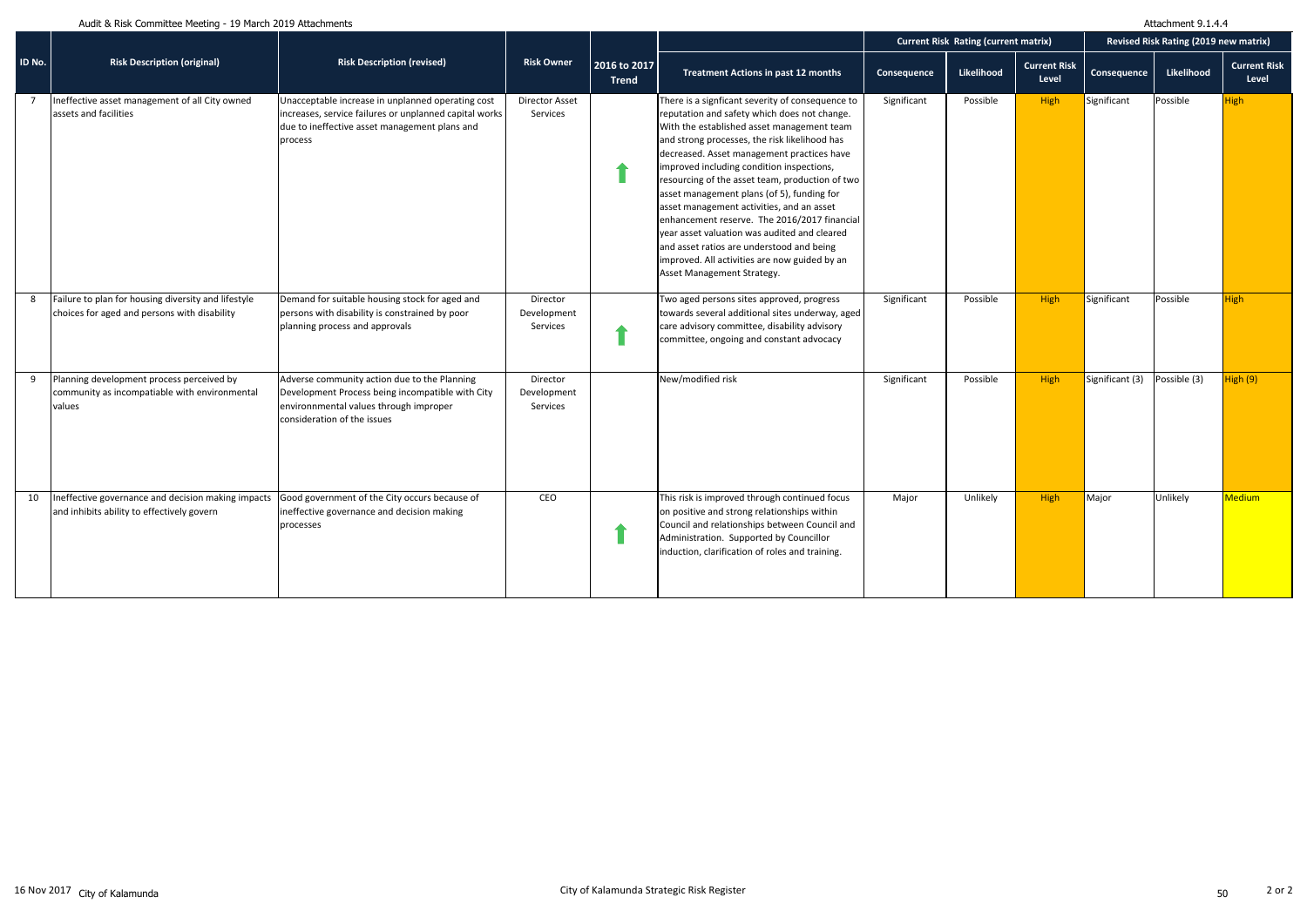| ID No. | Risk Description (original) | Risk Description (revised) | Risk Owner | 2016 to 2017 Trend | Treatment Actions in past 12 months | Current Risk Rating (current matrix) | | | Revised Risk Rating (2019 new matrix) | | |
|---|---|---|---|---|---|---|---|---|---|---|---|
| | | | | | | Consequence | Likelihood | Current Risk Level | Consequence | Likelihood | Current Risk Level |
| 7 | Ineffective asset management of all City owned assets and facilities | Unacceptable increase in unplanned operating cost increases, service failures or unplanned capital works due to ineffective asset management plans and process | Director Asset Services | ⬆ | There is a signficant severity of consequence to reputation and safety which does not change. With the established asset management team and strong processes, the risk likelihood has decreased. Asset management practices have improved including condition inspections, resourcing of the asset team, production of two asset management plans (of 5), funding for asset management activities, and an asset enhancement reserve. The 2016/2017 financial year asset valuation was audited and cleared and asset ratios are understood and being improved. All activities are now guided by an Asset Management Strategy. | Significant | Possible | High | Significant | Possible | High |
| 8 | Failure to plan for housing diversity and lifestyle choices for aged and persons with disability | Demand for suitable housing stock for aged and persons with disability is constrained by poor planning process and approvals | Director Development Services | ⬆ | Two aged persons sites approved, progress towards several additional sites underway, aged care advisory committee, disability advisory committee, ongoing and constant advocacy | Significant | Possible | High | Significant | Possible | High |
| 9 | Planning development process perceived by community as incompatiable with environmental values | Adverse community action due to the Planning Development Process being incompatible with City environnmental values through improper consideration of the issues | Director Development Services | | New/modified risk | Significant | Possible | High | Significant (3) | Possible (3) | High (9) |
| 10 | Ineffective governance and decision making impacts and inhibits ability to effectively govern | Good government of the City occurs because of ineffective governance and decision making processes | CEO | ⬆ | This risk is improved through continued focus on positive and strong relationships within Council and relationships between Council and Administration. Supported by Councillor induction, clarification of roles and training. | Major | Unlikely | High | Major | Unlikely | Medium |